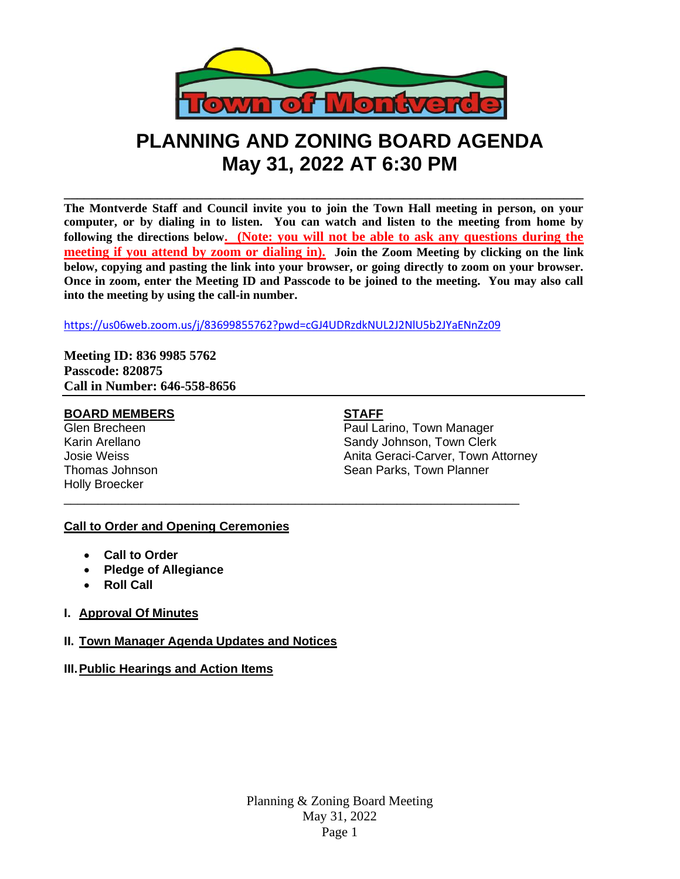# PLANNING AND ZONING BOARD AGENDA
# May 31, 2022 AT 6:30 PM

**The Montverde Staff and Council invite you to join the Town Hall meeting in person, on your computer, or by dialing in to listen. You can watch and listen to the meeting from home by following the directions below. (Note: you will not be able to ask any questions during the meeting if you attend by zoom or dialing in). Join the Zoom Meeting by clicking on the link below, copying and pasting the link into your browser, or going directly to zoom on your browser. Once in zoom, enter the Meeting ID and Passcode to be joined to the meeting. You may also call into the meeting by using the call-in number.**

https://us06web.zoom.us/j/83699855762?pwd=cGJ4UDRzdkNUL2J2NlU5b2JYaENnZz09

**Meeting ID: 836 9985 5762**
**Passcode: 820875**
**Call in Number: 646-558-8656**

**BOARD MEMBERS**
Glen Brecheen
Karin Arellano
Josie Weiss
Thomas Johnson
Holly Broecker

**STAFF**
Paul Larino, Town Manager
Sandy Johnson, Town Clerk
Anita Geraci-Carver, Town Attorney
Sean Parks, Town Planner

**Call to Order and Opening Ceremonies**

- **Call to Order**
- **Pledge of Allegiance**
- **Roll Call**

**I. Approval Of Minutes**

**II. Town Manager Agenda Updates and Notices**

**III. Public Hearings and Action Items**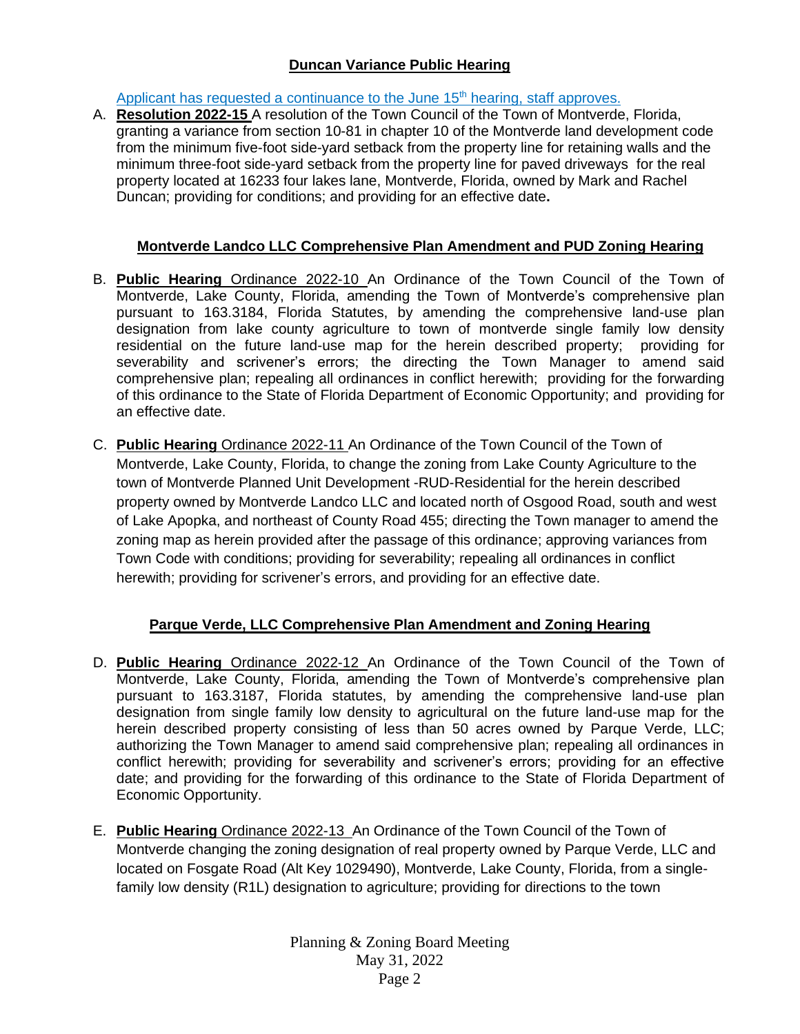**Duncan Variance Public Hearing**

Applicant has requested a continuance to the June 15th hearing, staff approves.

A. **Resolution 2022-15** A resolution of the Town Council of the Town of Montverde, Florida, granting a variance from section 10-81 in chapter 10 of the Montverde land development code from the minimum five-foot side-yard setback from the property line for retaining walls and the minimum three-foot side-yard setback from the property line for paved driveways for the real property located at 16233 four lakes lane, Montverde, Florida, owned by Mark and Rachel Duncan; providing for conditions; and providing for an effective date**.**

**Montverde Landco LLC Comprehensive Plan Amendment and PUD Zoning Hearing**

B. **Public Hearing** Ordinance 2022-10 An Ordinance of the Town Council of the Town of Montverde, Lake County, Florida, amending the Town of Montverde's comprehensive plan pursuant to 163.3184, Florida Statutes, by amending the comprehensive land-use plan designation from lake county agriculture to town of montverde single family low density residential on the future land-use map for the herein described property; providing for severability and scrivener's errors; the directing the Town Manager to amend said comprehensive plan; repealing all ordinances in conflict herewith; providing for the forwarding of this ordinance to the State of Florida Department of Economic Opportunity; and providing for an effective date.

C. **Public Hearing** Ordinance 2022-11 An Ordinance of the Town Council of the Town of Montverde, Lake County, Florida, to change the zoning from Lake County Agriculture to the town of Montverde Planned Unit Development -RUD-Residential for the herein described property owned by Montverde Landco LLC and located north of Osgood Road, south and west of Lake Apopka, and northeast of County Road 455; directing the Town manager to amend the zoning map as herein provided after the passage of this ordinance; approving variances from Town Code with conditions; providing for severability; repealing all ordinances in conflict herewith; providing for scrivener's errors, and providing for an effective date.

**Parque Verde, LLC Comprehensive Plan Amendment and Zoning Hearing**

D. **Public Hearing** Ordinance 2022-12 An Ordinance of the Town Council of the Town of Montverde, Lake County, Florida, amending the Town of Montverde's comprehensive plan pursuant to 163.3187, Florida statutes, by amending the comprehensive land-use plan designation from single family low density to agricultural on the future land-use map for the herein described property consisting of less than 50 acres owned by Parque Verde, LLC; authorizing the Town Manager to amend said comprehensive plan; repealing all ordinances in conflict herewith; providing for severability and scrivener's errors; providing for an effective date; and providing for the forwarding of this ordinance to the State of Florida Department of Economic Opportunity.

E. **Public Hearing** Ordinance 2022-13 An Ordinance of the Town Council of the Town of Montverde changing the zoning designation of real property owned by Parque Verde, LLC and located on Fosgate Road (Alt Key 1029490), Montverde, Lake County, Florida, from a single-family low density (R1L) designation to agriculture; providing for directions to the town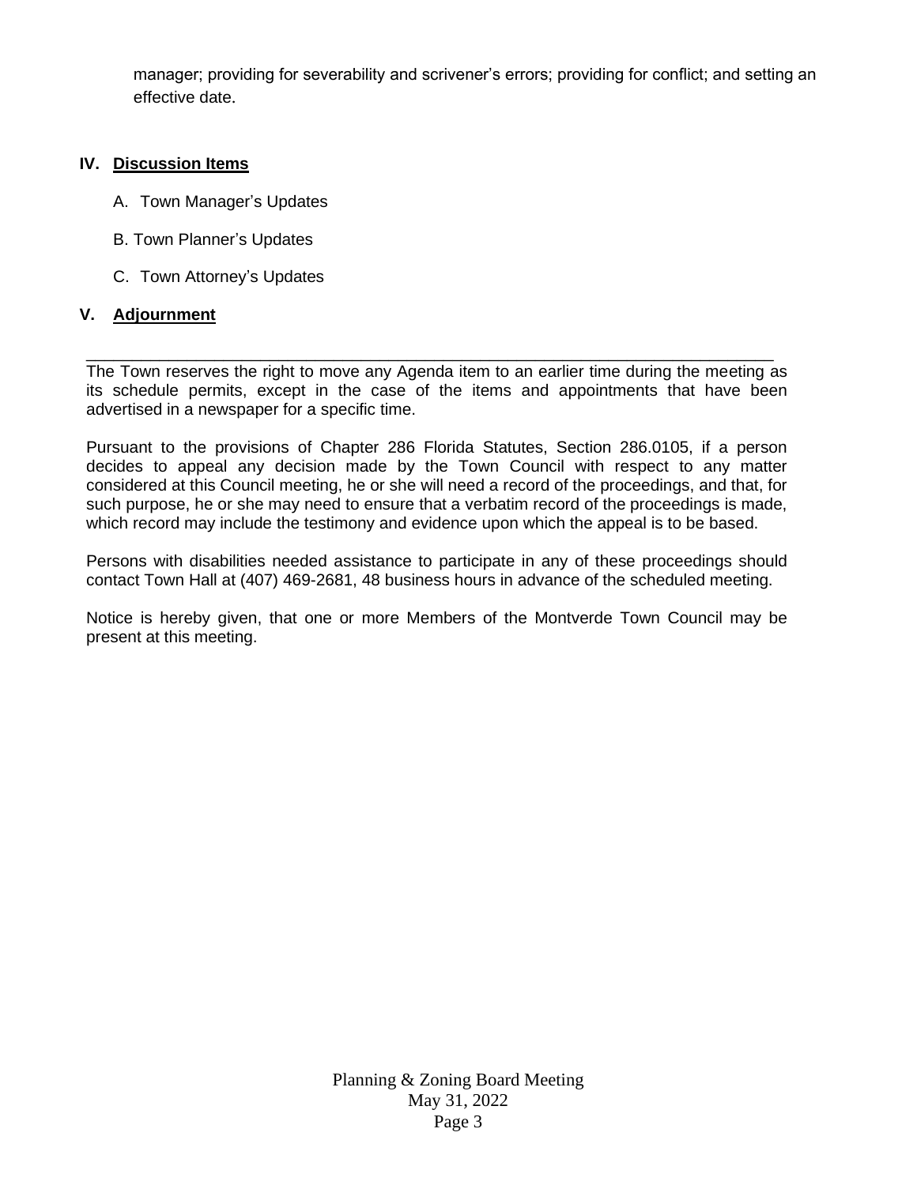manager; providing for severability and scrivener's errors; providing for conflict; and setting an effective date.

## IV. Discussion Items

A. Town Manager's Updates

B. Town Planner's Updates

C. Town Attorney's Updates

## V. Adjournment

---

The Town reserves the right to move any Agenda item to an earlier time during the meeting as its schedule permits, except in the case of the items and appointments that have been advertised in a newspaper for a specific time.

Pursuant to the provisions of Chapter 286 Florida Statutes, Section 286.0105, if a person decides to appeal any decision made by the Town Council with respect to any matter considered at this Council meeting, he or she will need a record of the proceedings, and that, for such purpose, he or she may need to ensure that a verbatim record of the proceedings is made, which record may include the testimony and evidence upon which the appeal is to be based.

Persons with disabilities needed assistance to participate in any of these proceedings should contact Town Hall at (407) 469-2681, 48 business hours in advance of the scheduled meeting.

Notice is hereby given, that one or more Members of the Montverde Town Council may be present at this meeting.